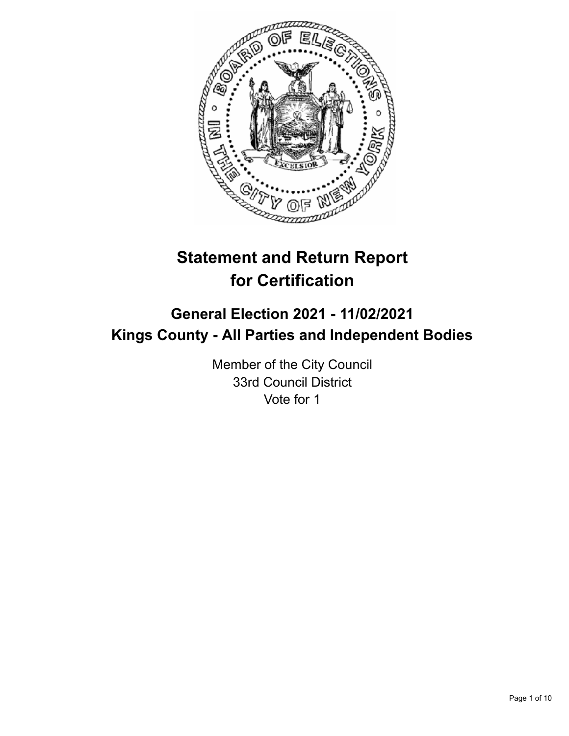# Statement and Return Report for Certification

## General Election 2021 - 11/02/2021
## Kings County - All Parties and Independent Bodies

Member of the City Council
33rd Council District
Vote for 1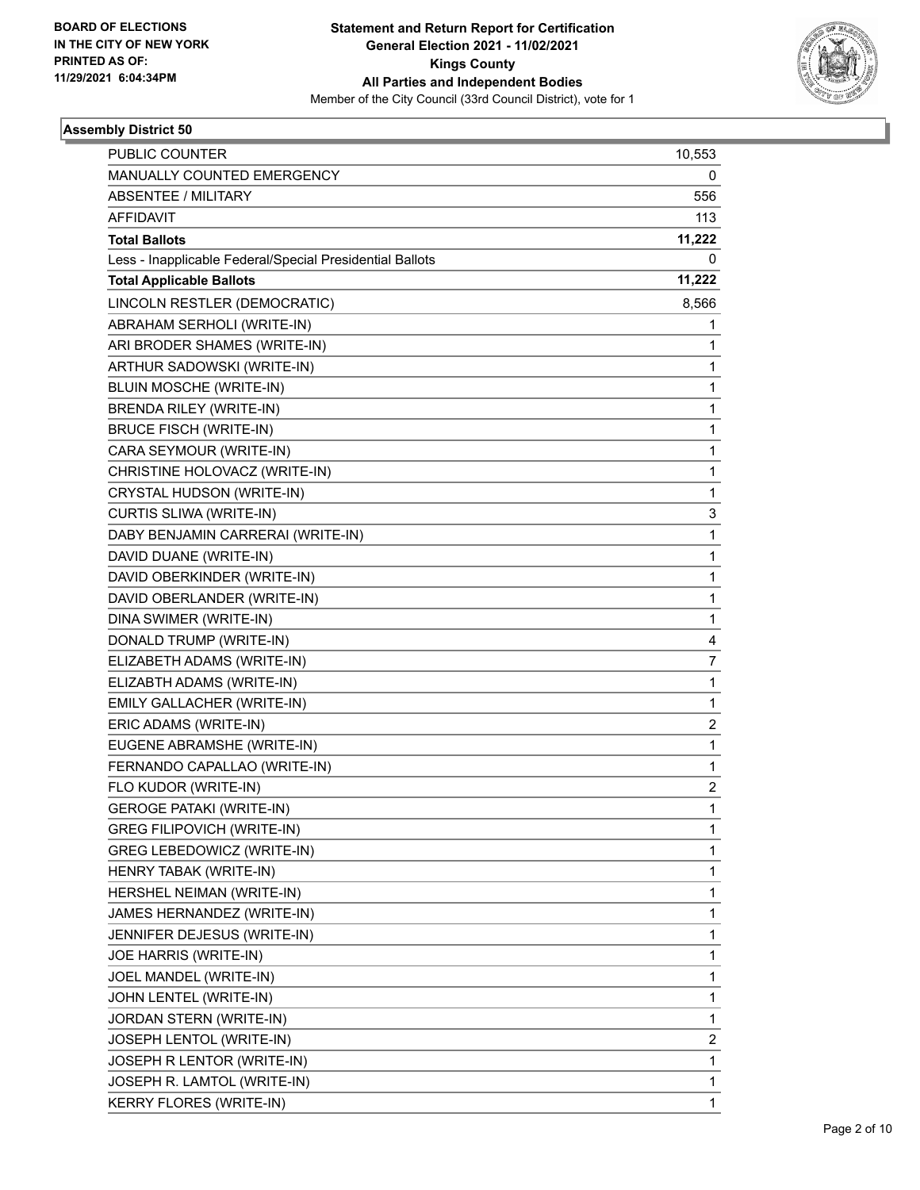## Assembly District 50

| | |
|---|---|
| PUBLIC COUNTER | 10,553 |
| MANUALLY COUNTED EMERGENCY | 0 |
| ABSENTEE / MILITARY | 556 |
| AFFIDAVIT | 113 |
| **Total Ballots** | **11,222** |
| Less - Inapplicable Federal/Special Presidential Ballots | 0 |
| **Total Applicable Ballots** | **11,222** |
| LINCOLN RESTLER (DEMOCRATIC) | 8,566 |
| ABRAHAM SERHOLI (WRITE-IN) | 1 |
| ARI BRODER SHAMES (WRITE-IN) | 1 |
| ARTHUR SADOWSKI (WRITE-IN) | 1 |
| BLUIN MOSCHE (WRITE-IN) | 1 |
| BRENDA RILEY (WRITE-IN) | 1 |
| BRUCE FISCH (WRITE-IN) | 1 |
| CARA SEYMOUR (WRITE-IN) | 1 |
| CHRISTINE HOLOVACZ (WRITE-IN) | 1 |
| CRYSTAL HUDSON (WRITE-IN) | 1 |
| CURTIS SLIWA (WRITE-IN) | 3 |
| DABY BENJAMIN CARRERAI (WRITE-IN) | 1 |
| DAVID DUANE (WRITE-IN) | 1 |
| DAVID OBERKINDER (WRITE-IN) | 1 |
| DAVID OBERLANDER (WRITE-IN) | 1 |
| DINA SWIMER (WRITE-IN) | 1 |
| DONALD TRUMP (WRITE-IN) | 4 |
| ELIZABETH ADAMS (WRITE-IN) | 7 |
| ELIZABTH ADAMS (WRITE-IN) | 1 |
| EMILY GALLACHER (WRITE-IN) | 1 |
| ERIC ADAMS (WRITE-IN) | 2 |
| EUGENE ABRAMSHE (WRITE-IN) | 1 |
| FERNANDO CAPALLAO (WRITE-IN) | 1 |
| FLO KUDOR (WRITE-IN) | 2 |
| GEROGE PATAKI (WRITE-IN) | 1 |
| GREG FILIPOVICH (WRITE-IN) | 1 |
| GREG LEBEDOWICZ (WRITE-IN) | 1 |
| HENRY TABAK (WRITE-IN) | 1 |
| HERSHEL NEIMAN (WRITE-IN) | 1 |
| JAMES HERNANDEZ (WRITE-IN) | 1 |
| JENNIFER DEJESUS (WRITE-IN) | 1 |
| JOE HARRIS (WRITE-IN) | 1 |
| JOEL MANDEL (WRITE-IN) | 1 |
| JOHN LENTEL (WRITE-IN) | 1 |
| JORDAN STERN (WRITE-IN) | 1 |
| JOSEPH LENTOL (WRITE-IN) | 2 |
| JOSEPH R LENTOR (WRITE-IN) | 1 |
| JOSEPH R. LAMTOL (WRITE-IN) | 1 |
| KERRY FLORES (WRITE-IN) | 1 |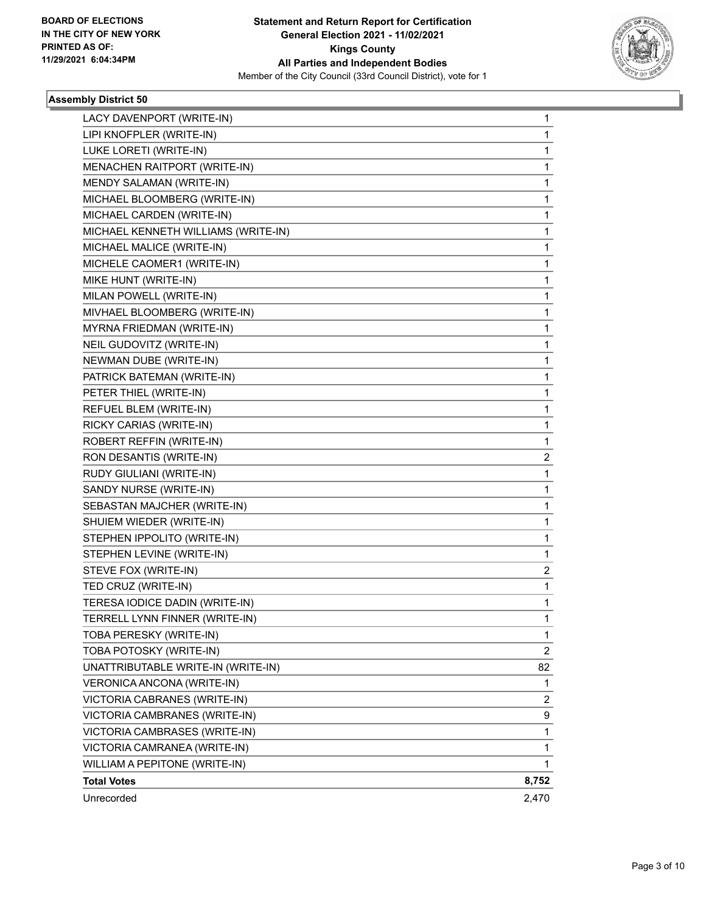**BOARD OF ELECTIONS IN THE CITY OF NEW YORK PRINTED AS OF: 11/29/2021 6:04:34PM**

**Statement and Return Report for Certification General Election 2021 - 11/02/2021 Kings County All Parties and Independent Bodies**

Member of the City Council (33rd Council District), vote for 1

### Assembly District 50

| | |
|---|---|
| LACY DAVENPORT (WRITE-IN) | 1 |
| LIPI KNOFPLER (WRITE-IN) | 1 |
| LUKE LORETI (WRITE-IN) | 1 |
| MENACHEN RAITPORT (WRITE-IN) | 1 |
| MENDY SALAMAN (WRITE-IN) | 1 |
| MICHAEL BLOOMBERG (WRITE-IN) | 1 |
| MICHAEL CARDEN (WRITE-IN) | 1 |
| MICHAEL KENNETH WILLIAMS (WRITE-IN) | 1 |
| MICHAEL MALICE (WRITE-IN) | 1 |
| MICHELE CAOMER1 (WRITE-IN) | 1 |
| MIKE HUNT (WRITE-IN) | 1 |
| MILAN POWELL (WRITE-IN) | 1 |
| MIVHAEL BLOOMBERG (WRITE-IN) | 1 |
| MYRNA FRIEDMAN (WRITE-IN) | 1 |
| NEIL GUDOVITZ (WRITE-IN) | 1 |
| NEWMAN DUBE (WRITE-IN) | 1 |
| PATRICK BATEMAN (WRITE-IN) | 1 |
| PETER THIEL (WRITE-IN) | 1 |
| REFUEL BLEM (WRITE-IN) | 1 |
| RICKY CARIAS (WRITE-IN) | 1 |
| ROBERT REFFIN (WRITE-IN) | 1 |
| RON DESANTIS (WRITE-IN) | 2 |
| RUDY GIULIANI (WRITE-IN) | 1 |
| SANDY NURSE (WRITE-IN) | 1 |
| SEBASTAN MAJCHER (WRITE-IN) | 1 |
| SHUIEM WIEDER (WRITE-IN) | 1 |
| STEPHEN IPPOLITO (WRITE-IN) | 1 |
| STEPHEN LEVINE (WRITE-IN) | 1 |
| STEVE FOX (WRITE-IN) | 2 |
| TED CRUZ (WRITE-IN) | 1 |
| TERESA IODICE DADIN (WRITE-IN) | 1 |
| TERRELL LYNN FINNER (WRITE-IN) | 1 |
| TOBA PERESKY (WRITE-IN) | 1 |
| TOBA POTOSKY (WRITE-IN) | 2 |
| UNATTRIBUTABLE WRITE-IN (WRITE-IN) | 82 |
| VERONICA ANCONA (WRITE-IN) | 1 |
| VICTORIA CABRANES (WRITE-IN) | 2 |
| VICTORIA CAMBRANES (WRITE-IN) | 9 |
| VICTORIA CAMBRASES (WRITE-IN) | 1 |
| VICTORIA CAMRANEA (WRITE-IN) | 1 |
| WILLIAM A PEPITONE (WRITE-IN) | 1 |
| **Total Votes** | **8,752** |
| Unrecorded | 2,470 |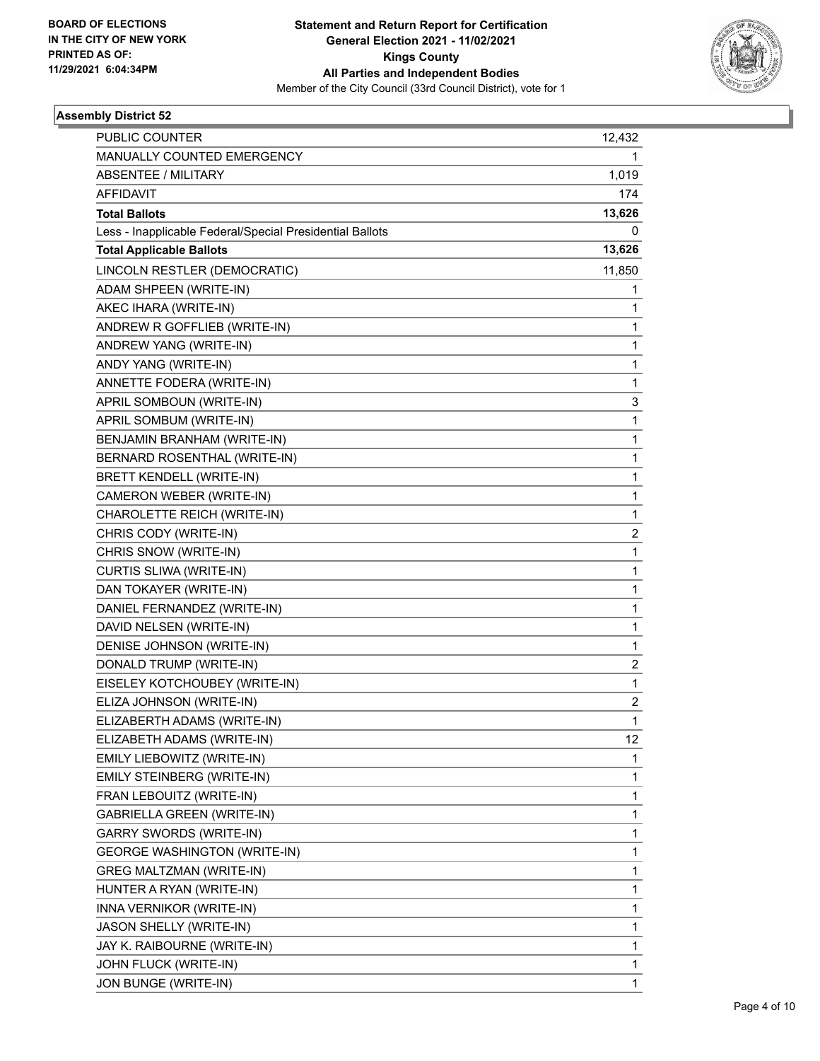**BOARD OF ELECTIONS IN THE CITY OF NEW YORK PRINTED AS OF: 11/29/2021 6:04:34PM**

**Statement and Return Report for Certification General Election 2021 - 11/02/2021 Kings County All Parties and Independent Bodies**

Member of the City Council (33rd Council District), vote for 1

## Assembly District 52

| | |
|---|---|
| PUBLIC COUNTER | 12,432 |
| MANUALLY COUNTED EMERGENCY | 1 |
| ABSENTEE / MILITARY | 1,019 |
| AFFIDAVIT | 174 |
| **Total Ballots** | **13,626** |
| Less - Inapplicable Federal/Special Presidential Ballots | 0 |
| **Total Applicable Ballots** | **13,626** |
| LINCOLN RESTLER (DEMOCRATIC) | 11,850 |
| ADAM SHPEEN (WRITE-IN) | 1 |
| AKEC IHARA (WRITE-IN) | 1 |
| ANDREW R GOFFLIEB (WRITE-IN) | 1 |
| ANDREW YANG (WRITE-IN) | 1 |
| ANDY YANG (WRITE-IN) | 1 |
| ANNETTE FODERA (WRITE-IN) | 1 |
| APRIL SOMBOUN (WRITE-IN) | 3 |
| APRIL SOMBUM (WRITE-IN) | 1 |
| BENJAMIN BRANHAM (WRITE-IN) | 1 |
| BERNARD ROSENTHAL (WRITE-IN) | 1 |
| BRETT KENDELL (WRITE-IN) | 1 |
| CAMERON WEBER (WRITE-IN) | 1 |
| CHAROLETTE REICH (WRITE-IN) | 1 |
| CHRIS CODY (WRITE-IN) | 2 |
| CHRIS SNOW (WRITE-IN) | 1 |
| CURTIS SLIWA (WRITE-IN) | 1 |
| DAN TOKAYER (WRITE-IN) | 1 |
| DANIEL FERNANDEZ (WRITE-IN) | 1 |
| DAVID NELSEN (WRITE-IN) | 1 |
| DENISE JOHNSON (WRITE-IN) | 1 |
| DONALD TRUMP (WRITE-IN) | 2 |
| EISELEY KOTCHOUBEY (WRITE-IN) | 1 |
| ELIZA JOHNSON (WRITE-IN) | 2 |
| ELIZABERTH ADAMS (WRITE-IN) | 1 |
| ELIZABETH ADAMS (WRITE-IN) | 12 |
| EMILY LIEBOWITZ (WRITE-IN) | 1 |
| EMILY STEINBERG (WRITE-IN) | 1 |
| FRAN LEBOUITZ (WRITE-IN) | 1 |
| GABRIELLA GREEN (WRITE-IN) | 1 |
| GARRY SWORDS (WRITE-IN) | 1 |
| GEORGE WASHINGTON (WRITE-IN) | 1 |
| GREG MALTZMAN (WRITE-IN) | 1 |
| HUNTER A RYAN (WRITE-IN) | 1 |
| INNA VERNIKOR (WRITE-IN) | 1 |
| JASON SHELLY (WRITE-IN) | 1 |
| JAY K. RAIBOURNE (WRITE-IN) | 1 |
| JOHN FLUCK (WRITE-IN) | 1 |
| JON BUNGE (WRITE-IN) | 1 |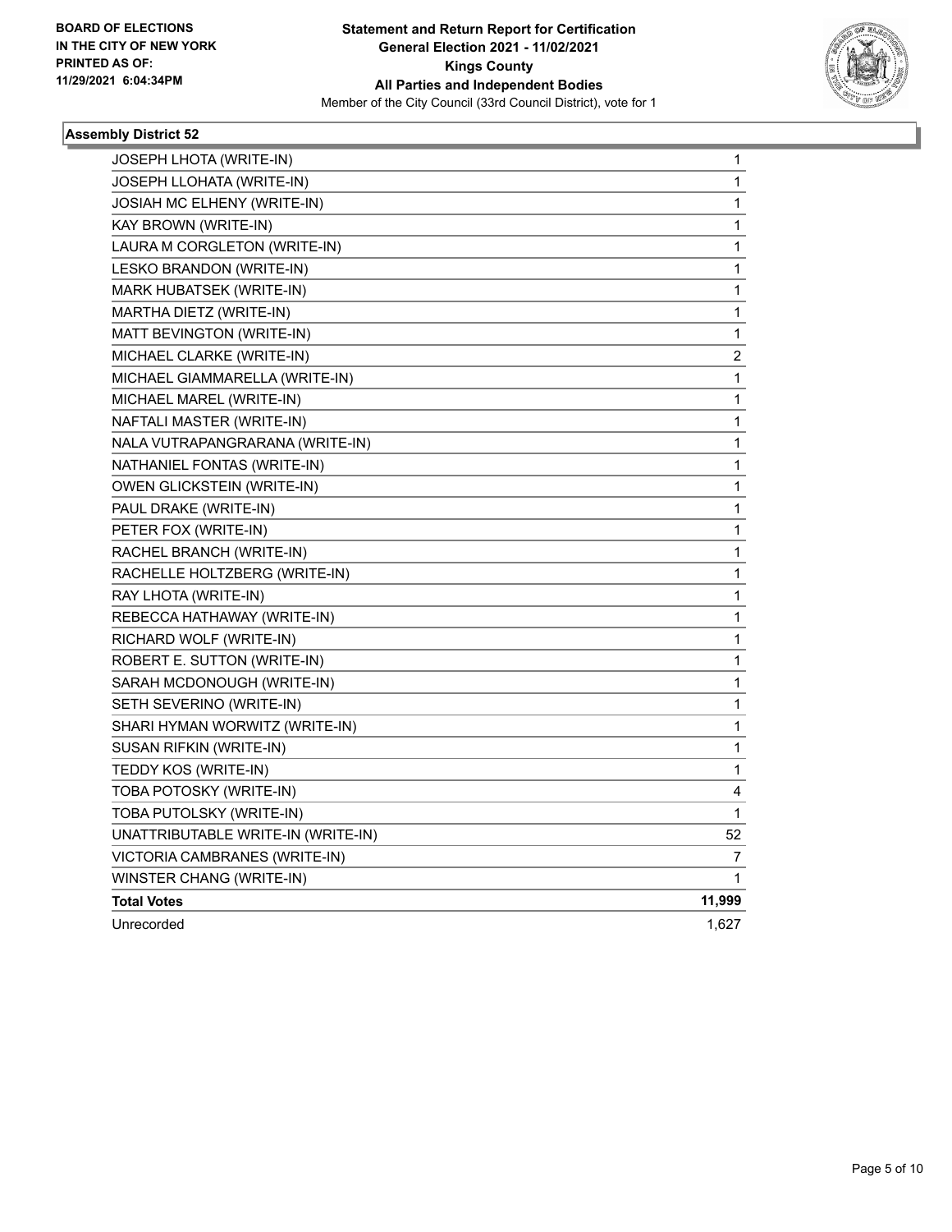**BOARD OF ELECTIONS IN THE CITY OF NEW YORK PRINTED AS OF: 11/29/2021 6:04:34PM**

**Statement and Return Report for Certification General Election 2021 - 11/02/2021 Kings County All Parties and Independent Bodies**

Member of the City Council (33rd Council District), vote for 1

## Assembly District 52

| | |
|---|---|
| JOSEPH LHOTA (WRITE-IN) | 1 |
| JOSEPH LLOHATA (WRITE-IN) | 1 |
| JOSIAH MC ELHENY (WRITE-IN) | 1 |
| KAY BROWN (WRITE-IN) | 1 |
| LAURA M CORGLETON (WRITE-IN) | 1 |
| LESKO BRANDON (WRITE-IN) | 1 |
| MARK HUBATSEK (WRITE-IN) | 1 |
| MARTHA DIETZ (WRITE-IN) | 1 |
| MATT BEVINGTON (WRITE-IN) | 1 |
| MICHAEL CLARKE (WRITE-IN) | 2 |
| MICHAEL GIAMMARELLA (WRITE-IN) | 1 |
| MICHAEL MAREL (WRITE-IN) | 1 |
| NAFTALI MASTER (WRITE-IN) | 1 |
| NALA VUTRAPANGRARANA (WRITE-IN) | 1 |
| NATHANIEL FONTAS (WRITE-IN) | 1 |
| OWEN GLICKSTEIN (WRITE-IN) | 1 |
| PAUL DRAKE (WRITE-IN) | 1 |
| PETER FOX (WRITE-IN) | 1 |
| RACHEL BRANCH (WRITE-IN) | 1 |
| RACHELLE HOLTZBERG (WRITE-IN) | 1 |
| RAY LHOTA (WRITE-IN) | 1 |
| REBECCA HATHAWAY (WRITE-IN) | 1 |
| RICHARD WOLF (WRITE-IN) | 1 |
| ROBERT E. SUTTON (WRITE-IN) | 1 |
| SARAH MCDONOUGH (WRITE-IN) | 1 |
| SETH SEVERINO (WRITE-IN) | 1 |
| SHARI HYMAN WORWITZ (WRITE-IN) | 1 |
| SUSAN RIFKIN (WRITE-IN) | 1 |
| TEDDY KOS (WRITE-IN) | 1 |
| TOBA POTOSKY (WRITE-IN) | 4 |
| TOBA PUTOLSKY (WRITE-IN) | 1 |
| UNATTRIBUTABLE WRITE-IN (WRITE-IN) | 52 |
| VICTORIA CAMBRANES (WRITE-IN) | 7 |
| WINSTER CHANG (WRITE-IN) | 1 |
| **Total Votes** | **11,999** |
| Unrecorded | 1,627 |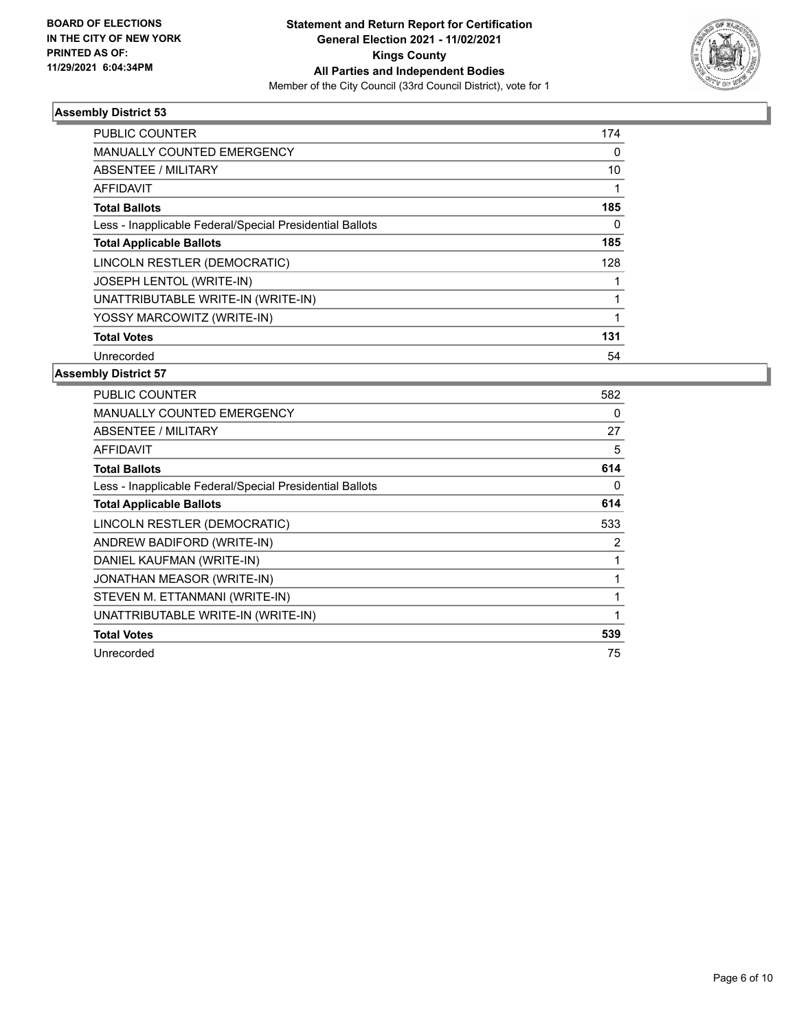BOARD OF ELECTIONS
IN THE CITY OF NEW YORK
PRINTED AS OF:
11/29/2021 6:04:34PM

**Statement and Return Report for Certification**
**General Election 2021 - 11/02/2021**
**Kings County**
**All Parties and Independent Bodies**
Member of the City Council (33rd Council District), vote for 1

### Assembly District 53

| | |
|---|---|
| PUBLIC COUNTER | 174 |
| MANUALLY COUNTED EMERGENCY | 0 |
| ABSENTEE / MILITARY | 10 |
| AFFIDAVIT | 1 |
| **Total Ballots** | **185** |
| Less - Inapplicable Federal/Special Presidential Ballots | 0 |
| **Total Applicable Ballots** | **185** |
| LINCOLN RESTLER (DEMOCRATIC) | 128 |
| JOSEPH LENTOL (WRITE-IN) | 1 |
| UNATTRIBUTABLE WRITE-IN (WRITE-IN) | 1 |
| YOSSY MARCOWITZ (WRITE-IN) | 1 |
| **Total Votes** | **131** |
| Unrecorded | 54 |

### Assembly District 57

| | |
|---|---|
| PUBLIC COUNTER | 582 |
| MANUALLY COUNTED EMERGENCY | 0 |
| ABSENTEE / MILITARY | 27 |
| AFFIDAVIT | 5 |
| **Total Ballots** | **614** |
| Less - Inapplicable Federal/Special Presidential Ballots | 0 |
| **Total Applicable Ballots** | **614** |
| LINCOLN RESTLER (DEMOCRATIC) | 533 |
| ANDREW BADIFORD (WRITE-IN) | 2 |
| DANIEL KAUFMAN (WRITE-IN) | 1 |
| JONATHAN MEASOR (WRITE-IN) | 1 |
| STEVEN M. ETTANMANI (WRITE-IN) | 1 |
| UNATTRIBUTABLE WRITE-IN (WRITE-IN) | 1 |
| **Total Votes** | **539** |
| Unrecorded | 75 |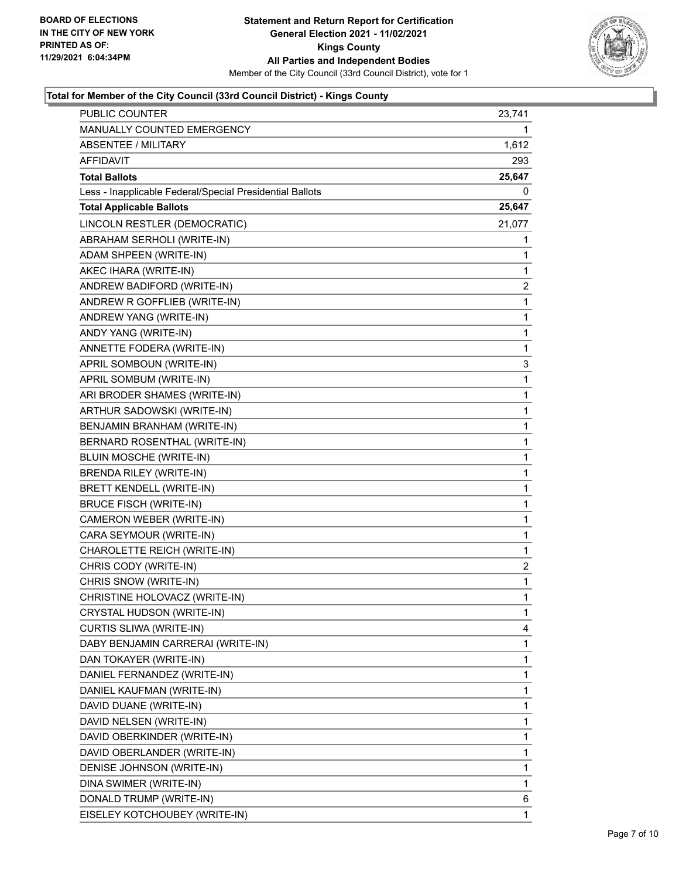**Statement and Return Report for Certification**
**General Election 2021 - 11/02/2021**
**Kings County**
**All Parties and Independent Bodies**
Member of the City Council (33rd Council District), vote for 1

BOARD OF ELECTIONS
IN THE CITY OF NEW YORK
PRINTED AS OF:
11/29/2021 6:04:34PM

### Total for Member of the City Council (33rd Council District) - Kings County

| | |
|---|---|
| PUBLIC COUNTER | 23,741 |
| MANUALLY COUNTED EMERGENCY | 1 |
| ABSENTEE / MILITARY | 1,612 |
| AFFIDAVIT | 293 |
| **Total Ballots** | **25,647** |
| Less - Inapplicable Federal/Special Presidential Ballots | 0 |
| **Total Applicable Ballots** | **25,647** |
| LINCOLN RESTLER (DEMOCRATIC) | 21,077 |
| ABRAHAM SERHOLI (WRITE-IN) | 1 |
| ADAM SHPEEN (WRITE-IN) | 1 |
| AKEC IHARA (WRITE-IN) | 1 |
| ANDREW BADIFORD (WRITE-IN) | 2 |
| ANDREW R GOFFLIEB (WRITE-IN) | 1 |
| ANDREW YANG (WRITE-IN) | 1 |
| ANDY YANG (WRITE-IN) | 1 |
| ANNETTE FODERA (WRITE-IN) | 1 |
| APRIL SOMBOUN (WRITE-IN) | 3 |
| APRIL SOMBUM (WRITE-IN) | 1 |
| ARI BRODER SHAMES (WRITE-IN) | 1 |
| ARTHUR SADOWSKI (WRITE-IN) | 1 |
| BENJAMIN BRANHAM (WRITE-IN) | 1 |
| BERNARD ROSENTHAL (WRITE-IN) | 1 |
| BLUIN MOSCHE (WRITE-IN) | 1 |
| BRENDA RILEY (WRITE-IN) | 1 |
| BRETT KENDELL (WRITE-IN) | 1 |
| BRUCE FISCH (WRITE-IN) | 1 |
| CAMERON WEBER (WRITE-IN) | 1 |
| CARA SEYMOUR (WRITE-IN) | 1 |
| CHAROLETTE REICH (WRITE-IN) | 1 |
| CHRIS CODY (WRITE-IN) | 2 |
| CHRIS SNOW (WRITE-IN) | 1 |
| CHRISTINE HOLOVACZ (WRITE-IN) | 1 |
| CRYSTAL HUDSON (WRITE-IN) | 1 |
| CURTIS SLIWA (WRITE-IN) | 4 |
| DABY BENJAMIN CARRERAI (WRITE-IN) | 1 |
| DAN TOKAYER (WRITE-IN) | 1 |
| DANIEL FERNANDEZ (WRITE-IN) | 1 |
| DANIEL KAUFMAN (WRITE-IN) | 1 |
| DAVID DUANE (WRITE-IN) | 1 |
| DAVID NELSEN (WRITE-IN) | 1 |
| DAVID OBERKINDER (WRITE-IN) | 1 |
| DAVID OBERLANDER (WRITE-IN) | 1 |
| DENISE JOHNSON (WRITE-IN) | 1 |
| DINA SWIMER (WRITE-IN) | 1 |
| DONALD TRUMP (WRITE-IN) | 6 |
| EISELEY KOTCHOUBEY (WRITE-IN) | 1 |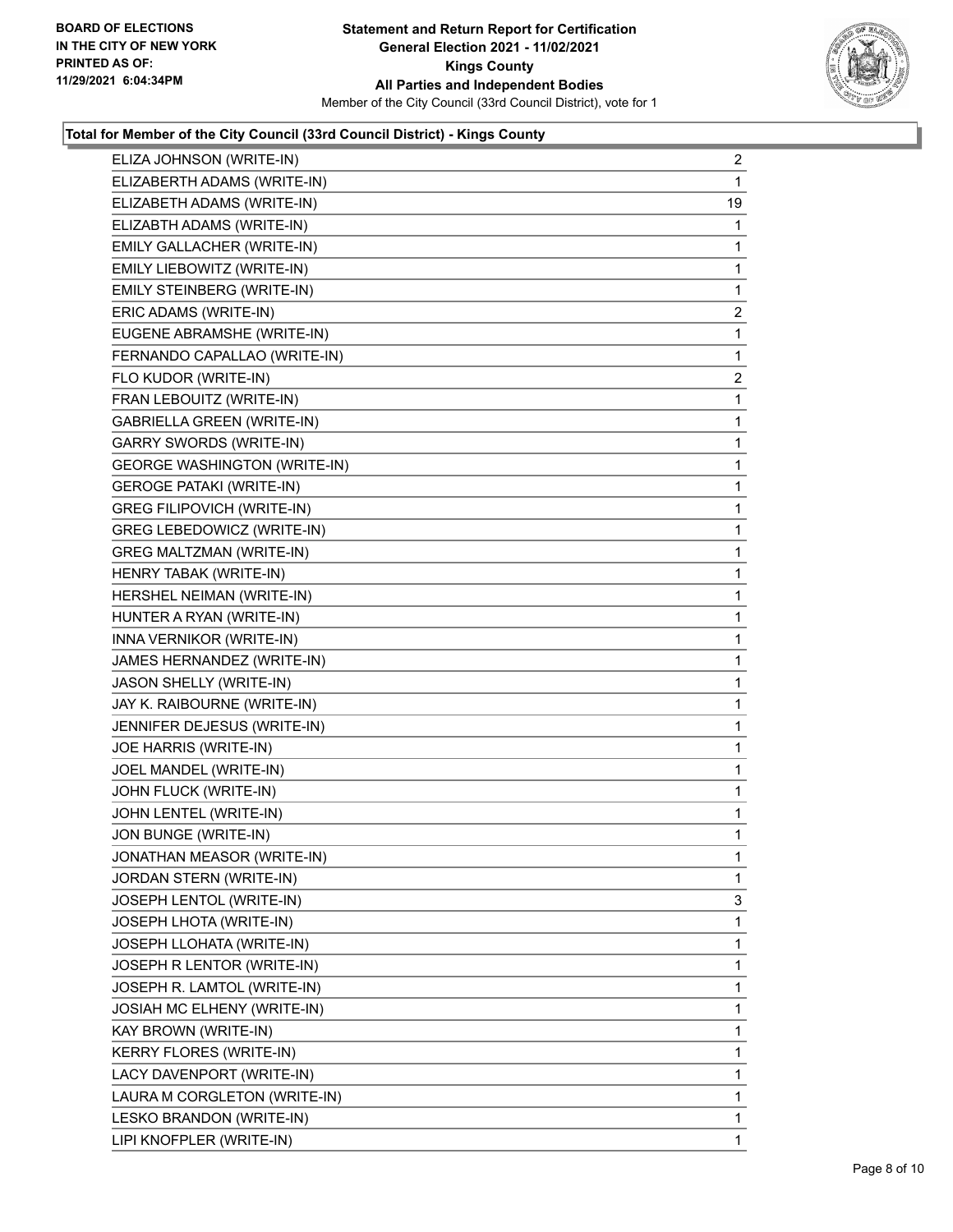**Total for Member of the City Council (33rd Council District) - Kings County**

| | |
|---|---|
| ELIZA JOHNSON (WRITE-IN) | 2 |
| ELIZABERTH ADAMS (WRITE-IN) | 1 |
| ELIZABETH ADAMS (WRITE-IN) | 19 |
| ELIZABTH ADAMS (WRITE-IN) | 1 |
| EMILY GALLACHER (WRITE-IN) | 1 |
| EMILY LIEBOWITZ (WRITE-IN) | 1 |
| EMILY STEINBERG (WRITE-IN) | 1 |
| ERIC ADAMS (WRITE-IN) | 2 |
| EUGENE ABRAMSHE (WRITE-IN) | 1 |
| FERNANDO CAPALLAO (WRITE-IN) | 1 |
| FLO KUDOR (WRITE-IN) | 2 |
| FRAN LEBOUITZ (WRITE-IN) | 1 |
| GABRIELLA GREEN (WRITE-IN) | 1 |
| GARRY SWORDS (WRITE-IN) | 1 |
| GEORGE WASHINGTON (WRITE-IN) | 1 |
| GEROGE PATAKI (WRITE-IN) | 1 |
| GREG FILIPOVICH (WRITE-IN) | 1 |
| GREG LEBEDOWICZ (WRITE-IN) | 1 |
| GREG MALTZMAN (WRITE-IN) | 1 |
| HENRY TABAK (WRITE-IN) | 1 |
| HERSHEL NEIMAN (WRITE-IN) | 1 |
| HUNTER A RYAN (WRITE-IN) | 1 |
| INNA VERNIKOR (WRITE-IN) | 1 |
| JAMES HERNANDEZ (WRITE-IN) | 1 |
| JASON SHELLY (WRITE-IN) | 1 |
| JAY K. RAIBOURNE (WRITE-IN) | 1 |
| JENNIFER DEJESUS (WRITE-IN) | 1 |
| JOE HARRIS (WRITE-IN) | 1 |
| JOEL MANDEL (WRITE-IN) | 1 |
| JOHN FLUCK (WRITE-IN) | 1 |
| JOHN LENTEL (WRITE-IN) | 1 |
| JON BUNGE (WRITE-IN) | 1 |
| JONATHAN MEASOR (WRITE-IN) | 1 |
| JORDAN STERN (WRITE-IN) | 1 |
| JOSEPH LENTOL (WRITE-IN) | 3 |
| JOSEPH LHOTA (WRITE-IN) | 1 |
| JOSEPH LLOHATA (WRITE-IN) | 1 |
| JOSEPH R LENTOR (WRITE-IN) | 1 |
| JOSEPH R. LAMTOL (WRITE-IN) | 1 |
| JOSIAH MC ELHENY (WRITE-IN) | 1 |
| KAY BROWN (WRITE-IN) | 1 |
| KERRY FLORES (WRITE-IN) | 1 |
| LACY DAVENPORT (WRITE-IN) | 1 |
| LAURA M CORGLETON (WRITE-IN) | 1 |
| LESKO BRANDON (WRITE-IN) | 1 |
| LIPI KNOFPLER (WRITE-IN) | 1 |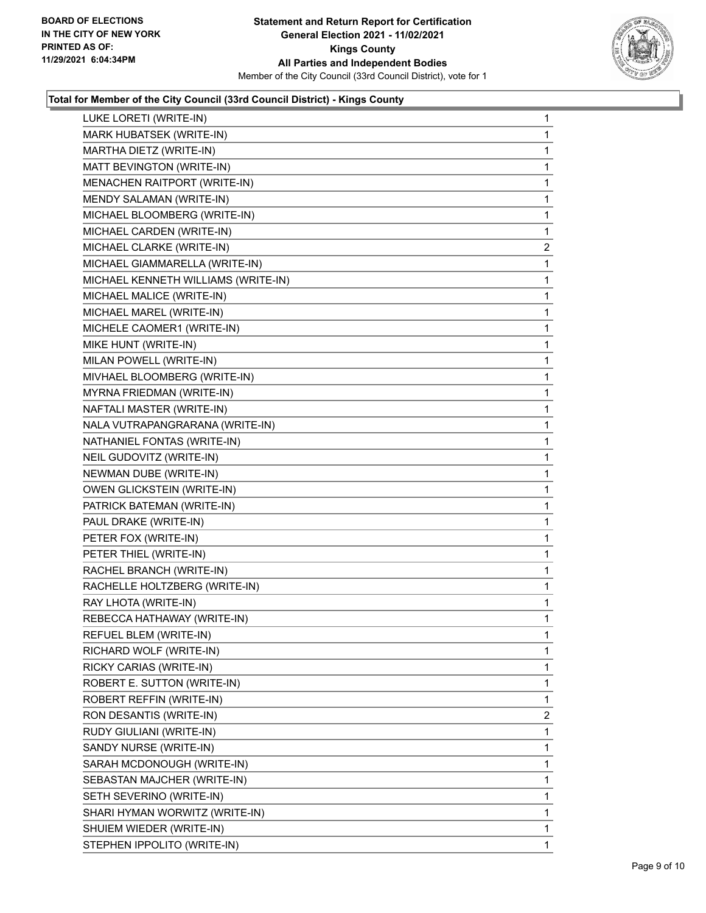**Total for Member of the City Council (33rd Council District) - Kings County**

| | |
|---|---|
| LUKE LORETI (WRITE-IN) | 1 |
| MARK HUBATSEK (WRITE-IN) | 1 |
| MARTHA DIETZ (WRITE-IN) | 1 |
| MATT BEVINGTON (WRITE-IN) | 1 |
| MENACHEN RAITPORT (WRITE-IN) | 1 |
| MENDY SALAMAN (WRITE-IN) | 1 |
| MICHAEL BLOOMBERG (WRITE-IN) | 1 |
| MICHAEL CARDEN (WRITE-IN) | 1 |
| MICHAEL CLARKE (WRITE-IN) | 2 |
| MICHAEL GIAMMARELLA (WRITE-IN) | 1 |
| MICHAEL KENNETH WILLIAMS (WRITE-IN) | 1 |
| MICHAEL MALICE (WRITE-IN) | 1 |
| MICHAEL MAREL (WRITE-IN) | 1 |
| MICHELE CAOMER1 (WRITE-IN) | 1 |
| MIKE HUNT (WRITE-IN) | 1 |
| MILAN POWELL (WRITE-IN) | 1 |
| MIVHAEL BLOOMBERG (WRITE-IN) | 1 |
| MYRNA FRIEDMAN (WRITE-IN) | 1 |
| NAFTALI MASTER (WRITE-IN) | 1 |
| NALA VUTRAPANGRARANA (WRITE-IN) | 1 |
| NATHANIEL FONTAS (WRITE-IN) | 1 |
| NEIL GUDOVITZ (WRITE-IN) | 1 |
| NEWMAN DUBE (WRITE-IN) | 1 |
| OWEN GLICKSTEIN (WRITE-IN) | 1 |
| PATRICK BATEMAN (WRITE-IN) | 1 |
| PAUL DRAKE (WRITE-IN) | 1 |
| PETER FOX (WRITE-IN) | 1 |
| PETER THIEL (WRITE-IN) | 1 |
| RACHEL BRANCH (WRITE-IN) | 1 |
| RACHELLE HOLTZBERG (WRITE-IN) | 1 |
| RAY LHOTA (WRITE-IN) | 1 |
| REBECCA HATHAWAY (WRITE-IN) | 1 |
| REFUEL BLEM (WRITE-IN) | 1 |
| RICHARD WOLF (WRITE-IN) | 1 |
| RICKY CARIAS (WRITE-IN) | 1 |
| ROBERT E. SUTTON (WRITE-IN) | 1 |
| ROBERT REFFIN (WRITE-IN) | 1 |
| RON DESANTIS (WRITE-IN) | 2 |
| RUDY GIULIANI (WRITE-IN) | 1 |
| SANDY NURSE (WRITE-IN) | 1 |
| SARAH MCDONOUGH (WRITE-IN) | 1 |
| SEBASTAN MAJCHER (WRITE-IN) | 1 |
| SETH SEVERINO (WRITE-IN) | 1 |
| SHARI HYMAN WORWITZ (WRITE-IN) | 1 |
| SHUIEM WIEDER (WRITE-IN) | 1 |
| STEPHEN IPPOLITO (WRITE-IN) | 1 |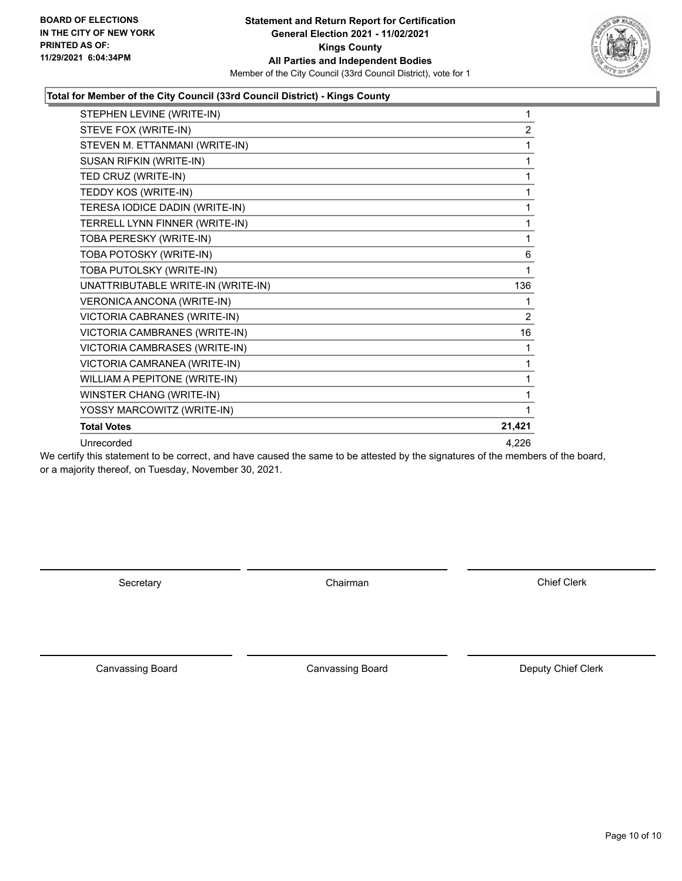**BOARD OF ELECTIONS IN THE CITY OF NEW YORK PRINTED AS OF: 11/29/2021 6:04:34PM**

**Statement and Return Report for Certification General Election 2021 - 11/02/2021 Kings County All Parties and Independent Bodies**

Member of the City Council (33rd Council District), vote for 1

**Total for Member of the City Council (33rd Council District) - Kings County**

| | |
|---|---|
| STEPHEN LEVINE (WRITE-IN) | 1 |
| STEVE FOX (WRITE-IN) | 2 |
| STEVEN M. ETTANMANI (WRITE-IN) | 1 |
| SUSAN RIFKIN (WRITE-IN) | 1 |
| TED CRUZ (WRITE-IN) | 1 |
| TEDDY KOS (WRITE-IN) | 1 |
| TERESA IODICE DADIN (WRITE-IN) | 1 |
| TERRELL LYNN FINNER (WRITE-IN) | 1 |
| TOBA PERESKY (WRITE-IN) | 1 |
| TOBA POTOSKY (WRITE-IN) | 6 |
| TOBA PUTOLSKY (WRITE-IN) | 1 |
| UNATTRIBUTABLE WRITE-IN (WRITE-IN) | 136 |
| VERONICA ANCONA (WRITE-IN) | 1 |
| VICTORIA CABRANES (WRITE-IN) | 2 |
| VICTORIA CAMBRANES (WRITE-IN) | 16 |
| VICTORIA CAMBRASES (WRITE-IN) | 1 |
| VICTORIA CAMRANEA (WRITE-IN) | 1 |
| WILLIAM A PEPITONE (WRITE-IN) | 1 |
| WINSTER CHANG (WRITE-IN) | 1 |
| YOSSY MARCOWITZ (WRITE-IN) | 1 |
| **Total Votes** | **21,421** |
| Unrecorded | 4,226 |

We certify this statement to be correct, and have caused the same to be attested by the signatures of the members of the board, or a majority thereof, on Tuesday, November 30, 2021.

Secretary    Chairman    Chief Clerk

Canvassing Board    Canvassing Board    Deputy Chief Clerk